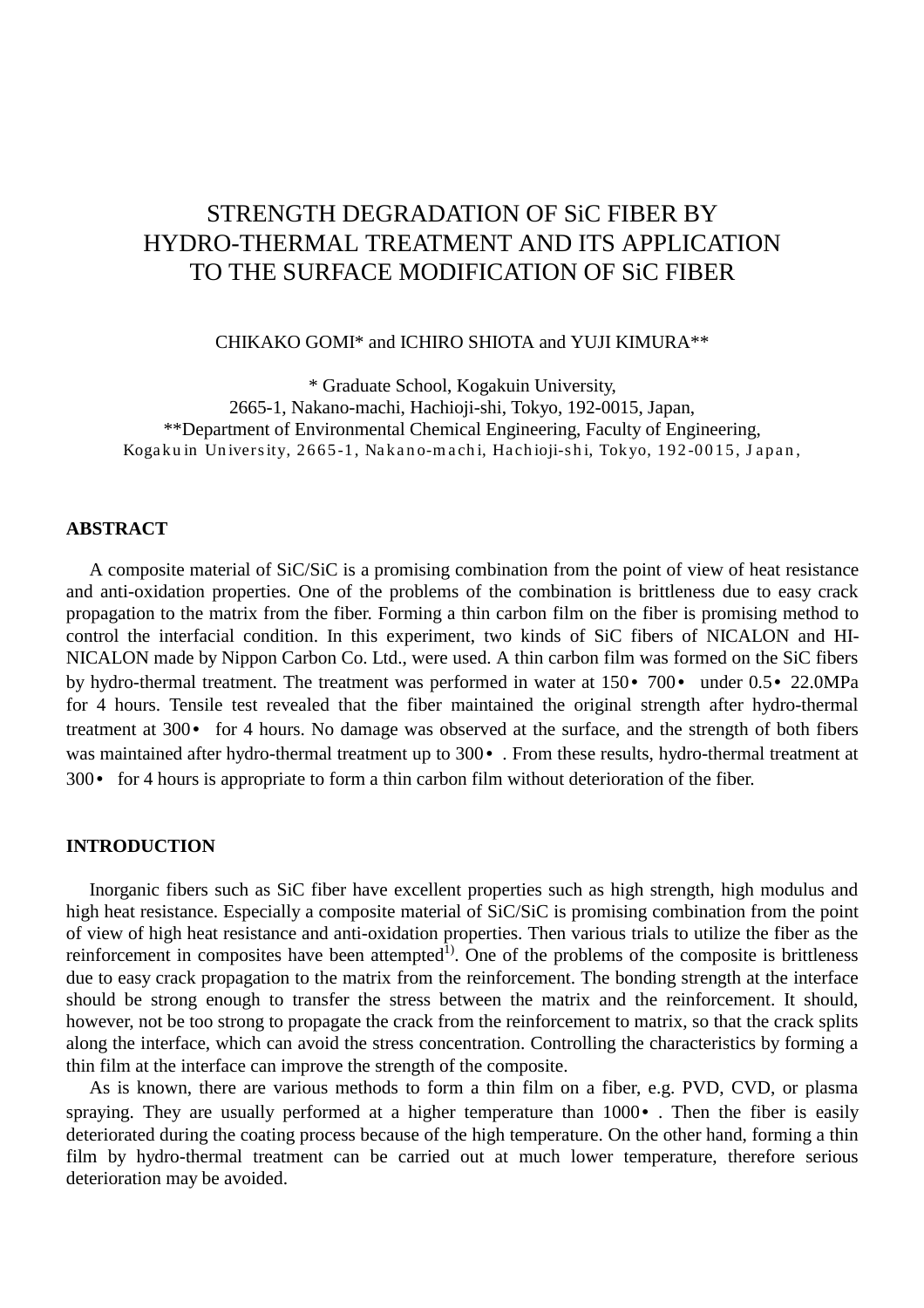# STRENGTH DEGRADATION OF SiC FIBER BY HYDRO-THERMAL TREATMENT AND ITS APPLICATION TO THE SURFACE MODIFICATION OF SiC FIBER

CHIKAKO GOMI* and ICHIRO SHIOTA and YUJI KIMURA**

\* Graduate School, Kogakuin University,
2665-1, Nakano-machi, Hachioji-shi, Tokyo, 192-0015, Japan,
**Department of Environmental Chemical Engineering, Faculty of Engineering,
Kogakuin University, 2665-1, Nakano-machi, Hachioji-shi, Tokyo, 192-0015, Japan,

## ABSTRACT

A composite material of SiC/SiC is a promising combination from the point of view of heat resistance and anti-oxidation properties. One of the problems of the combination is brittleness due to easy crack propagation to the matrix from the fiber. Forming a thin carbon film on the fiber is promising method to control the interfacial condition. In this experiment, two kinds of SiC fibers of NICALON and HI-NICALON made by Nippon Carbon Co. Ltd., were used. A thin carbon film was formed on the SiC fibers by hydro-thermal treatment. The treatment was performed in water at 150• 700• under 0.5• 22.0MPa for 4 hours. Tensile test revealed that the fiber maintained the original strength after hydro-thermal treatment at 300• for 4 hours. No damage was observed at the surface, and the strength of both fibers was maintained after hydro-thermal treatment up to 300• . From these results, hydro-thermal treatment at 300• for 4 hours is appropriate to form a thin carbon film without deterioration of the fiber.

## INTRODUCTION

Inorganic fibers such as SiC fiber have excellent properties such as high strength, high modulus and high heat resistance. Especially a composite material of SiC/SiC is promising combination from the point of view of high heat resistance and anti-oxidation properties. Then various trials to utilize the fiber as the reinforcement in composites have been attempted[1)]. One of the problems of the composite is brittleness due to easy crack propagation to the matrix from the reinforcement. The bonding strength at the interface should be strong enough to transfer the stress between the matrix and the reinforcement. It should, however, not be too strong to propagate the crack from the reinforcement to matrix, so that the crack splits along the interface, which can avoid the stress concentration. Controlling the characteristics by forming a thin film at the interface can improve the strength of the composite.

As is known, there are various methods to form a thin film on a fiber, e.g. PVD, CVD, or plasma spraying. They are usually performed at a higher temperature than 1000• . Then the fiber is easily deteriorated during the coating process because of the high temperature. On the other hand, forming a thin film by hydro-thermal treatment can be carried out at much lower temperature, therefore serious deterioration may be avoided.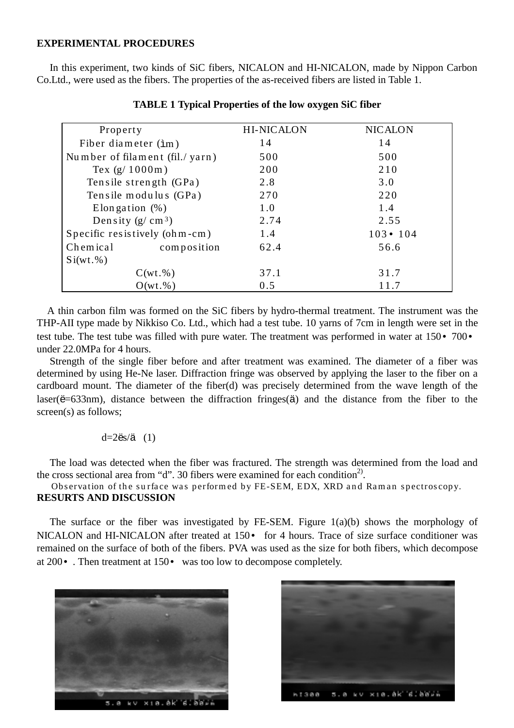## EXPERIMENTAL PROCEDURES

In this experiment, two kinds of SiC fibers, NICALON and HI-NICALON, made by Nippon Carbon Co.Ltd., were used as the fibers. The properties of the as-received fibers are listed in Table 1.

**TABLE 1 Typical Properties of the low oxygen SiC fiber**

| Property | HI-NICALON | NICALON |
|---|---|---|
| Fiber diameter (ìm) | 14 | 14 |
| Number of filament (fil./yarn) | 500 | 500 |
| Tex (g/1000m) | 200 | 210 |
| Tensile strength (GPa) | 2.8 | 3.0 |
| Tensile modulus (GPa) | 270 | 220 |
| Elongation (%) | 1.0 | 1.4 |
| Density ($g/cm^3$) | 2.74 | 2.55 |
| Specific resistively (ohm-cm) | 1.4 | 103• 104 |
| Chemical composition Si(wt.%) | 62.4 | 56.6 |
| C(wt.%) | 37.1 | 31.7 |
| O(wt.%) | 0.5 | 11.7 |

A thin carbon film was formed on the SiC fibers by hydro-thermal treatment. The instrument was the THP-AII type made by Nikkiso Co. Ltd., which had a test tube. 10 yarns of 7cm in length were set in the test tube. The test tube was filled with pure water. The treatment was performed in water at 150• 700• under 22.0MPa for 4 hours.

Strength of the single fiber before and after treatment was examined. The diameter of a fiber was determined by using He-Ne laser. Diffraction fringe was observed by applying the laser to the fiber on a cardboard mount. The diameter of the fiber(d) was precisely determined from the wave length of the laser(ë=633nm), distance between the diffraction fringes(ä) and the distance from the fiber to the screen(s) as follows;

d=2ës/ä (1)

The load was detected when the fiber was fractured. The strength was determined from the load and the cross sectional area from "d". 30 fibers were examined for each condition[2].

Observation of the surface was performed by FE-SEM, EDX, XRD and Raman spectroscopy.

## RESURTS AND DISCUSSION

The surface or the fiber was investigated by FE-SEM. Figure 1(a)(b) shows the morphology of NICALON and HI-NICALON after treated at 150• for 4 hours. Trace of size surface conditioner was remained on the surface of both of the fibers. PVA was used as the size for both fibers, which decompose at 200• . Then treatment at 150• was too low to decompose completely.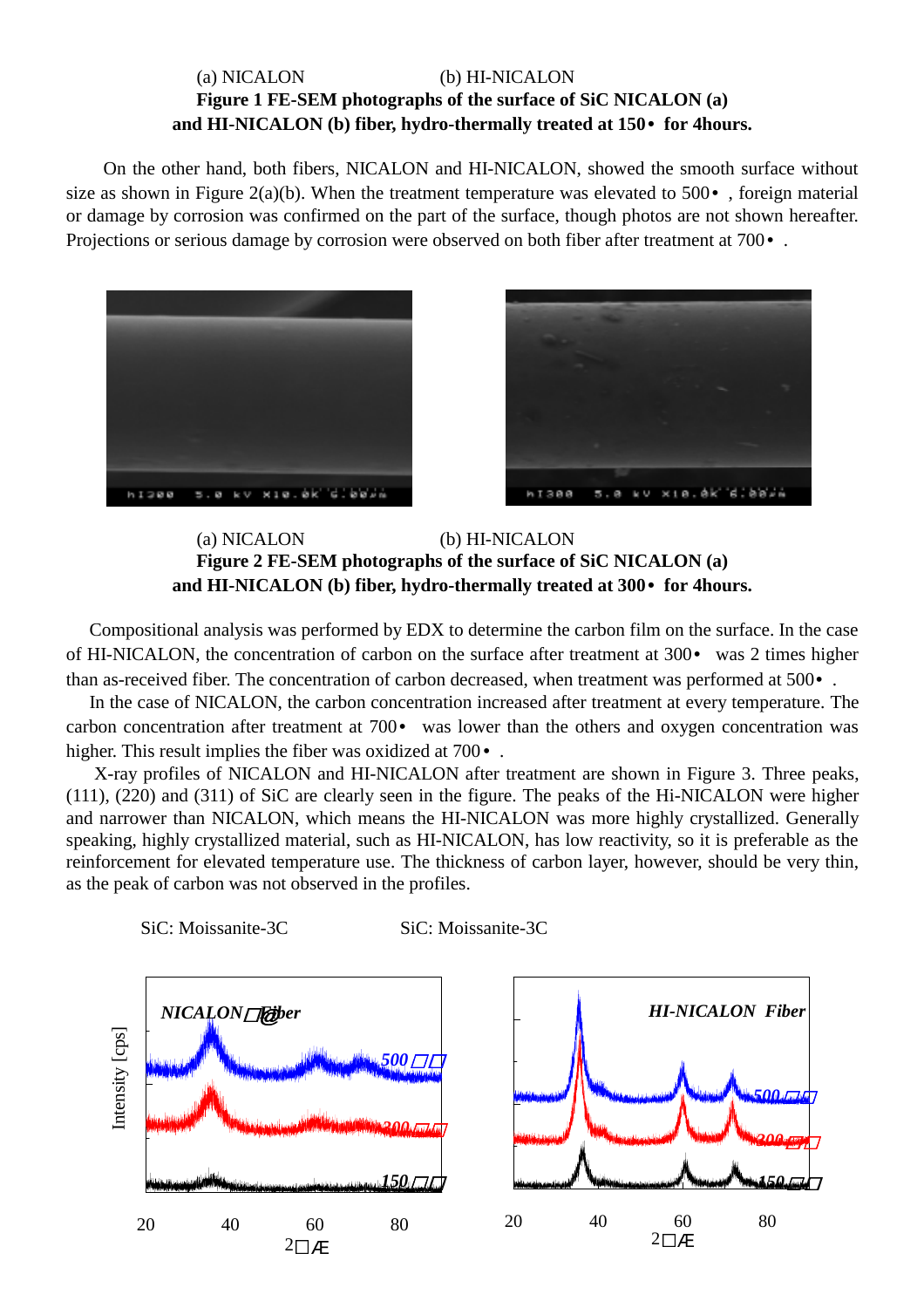(a) NICALON (b) HI-NICALON

**Figure 1 FE-SEM photographs of the surface of SiC NICALON (a) and HI-NICALON (b) fiber, hydro-thermally treated at 150• for 4hours.**

On the other hand, both fibers, NICALON and HI-NICALON, showed the smooth surface without size as shown in Figure 2(a)(b). When the treatment temperature was elevated to 500• , foreign material or damage by corrosion was confirmed on the part of the surface, though photos are not shown hereafter. Projections or serious damage by corrosion were observed on both fiber after treatment at 700• .

(a) NICALON (b) HI-NICALON

**Figure 2 FE-SEM photographs of the surface of SiC NICALON (a) and HI-NICALON (b) fiber, hydro-thermally treated at 300• for 4hours.**

Compositional analysis was performed by EDX to determine the carbon film on the surface. In the case of HI-NICALON, the concentration of carbon on the surface after treatment at 300• was 2 times higher than as-received fiber. The concentration of carbon decreased, when treatment was performed at 500• .

In the case of NICALON, the carbon concentration increased after treatment at every temperature. The carbon concentration after treatment at 700• was lower than the others and oxygen concentration was higher. This result implies the fiber was oxidized at 700• .

X-ray profiles of NICALON and HI-NICALON after treatment are shown in Figure 3. Three peaks, (111), (220) and (311) of SiC are clearly seen in the figure. The peaks of the Hi-NICALON were higher and narrower than NICALON, which means the HI-NICALON was more highly crystallized. Generally speaking, highly crystallized material, such as HI-NICALON, has low reactivity, so it is preferable as the reinforcement for elevated temperature use. The thickness of carbon layer, however, should be very thin, as the peak of carbon was not observed in the profiles.

SiC: Moissanite-3C SiC: Moissanite-3C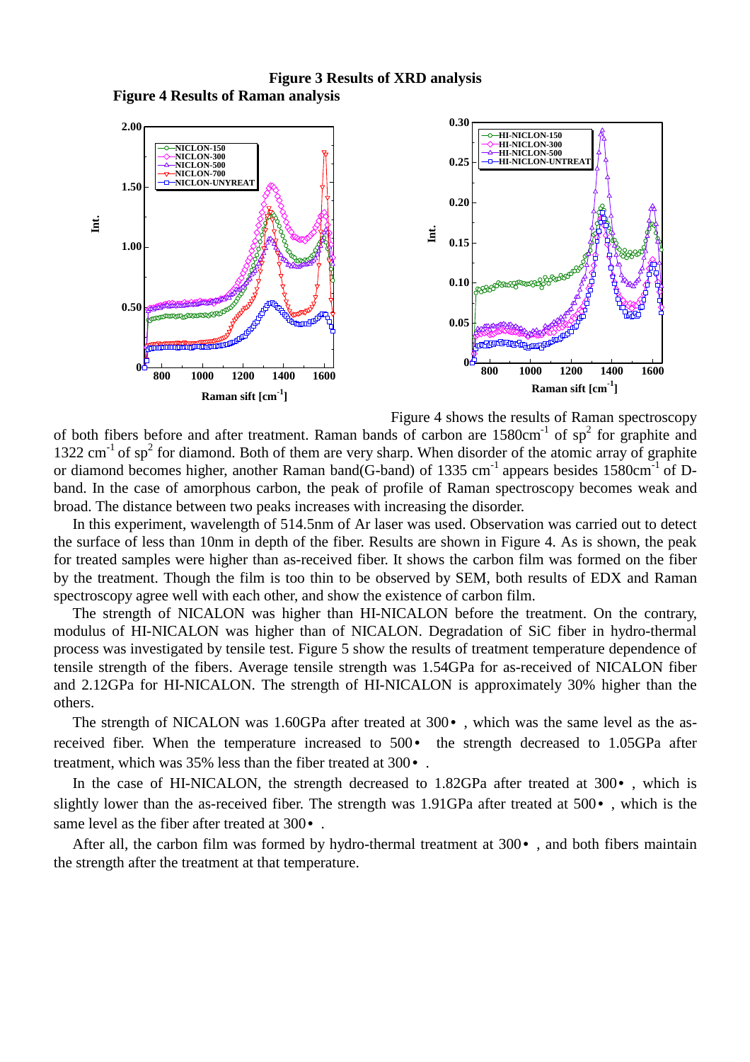**Figure 3 Results of XRD analysis**

**Figure 4 Results of Raman analysis**

Figure 4 shows the results of Raman spectroscopy of both fibers before and after treatment. Raman bands of carbon are 1580cm$^{-1}$ of sp$^{2}$ for graphite and 1322 cm$^{-1}$ of sp$^{2}$ for diamond. Both of them are very sharp. When disorder of the atomic array of graphite or diamond becomes higher, another Raman band(G-band) of 1335 cm$^{-1}$ appears besides 1580cm$^{-1}$ of D-band. In the case of amorphous carbon, the peak of profile of Raman spectroscopy becomes weak and broad. The distance between two peaks increases with increasing the disorder.

In this experiment, wavelength of 514.5nm of Ar laser was used. Observation was carried out to detect the surface of less than 10nm in depth of the fiber. Results are shown in Figure 4. As is shown, the peak for treated samples were higher than as-received fiber. It shows the carbon film was formed on the fiber by the treatment. Though the film is too thin to be observed by SEM, both results of EDX and Raman spectroscopy agree well with each other, and show the existence of carbon film.

The strength of NICALON was higher than HI-NICALON before the treatment. On the contrary, modulus of HI-NICALON was higher than of NICALON. Degradation of SiC fiber in hydro-thermal process was investigated by tensile test. Figure 5 show the results of treatment temperature dependence of tensile strength of the fibers. Average tensile strength was 1.54GPa for as-received of NICALON fiber and 2.12GPa for HI-NICALON. The strength of HI-NICALON is approximately 30% higher than the others.

The strength of NICALON was 1.60GPa after treated at 300• , which was the same level as the as-received fiber. When the temperature increased to 500• the strength decreased to 1.05GPa after treatment, which was 35% less than the fiber treated at 300• .

In the case of HI-NICALON, the strength decreased to 1.82GPa after treated at 300• , which is slightly lower than the as-received fiber. The strength was 1.91GPa after treated at 500• , which is the same level as the fiber after treated at 300• .

After all, the carbon film was formed by hydro-thermal treatment at 300• , and both fibers maintain the strength after the treatment at that temperature.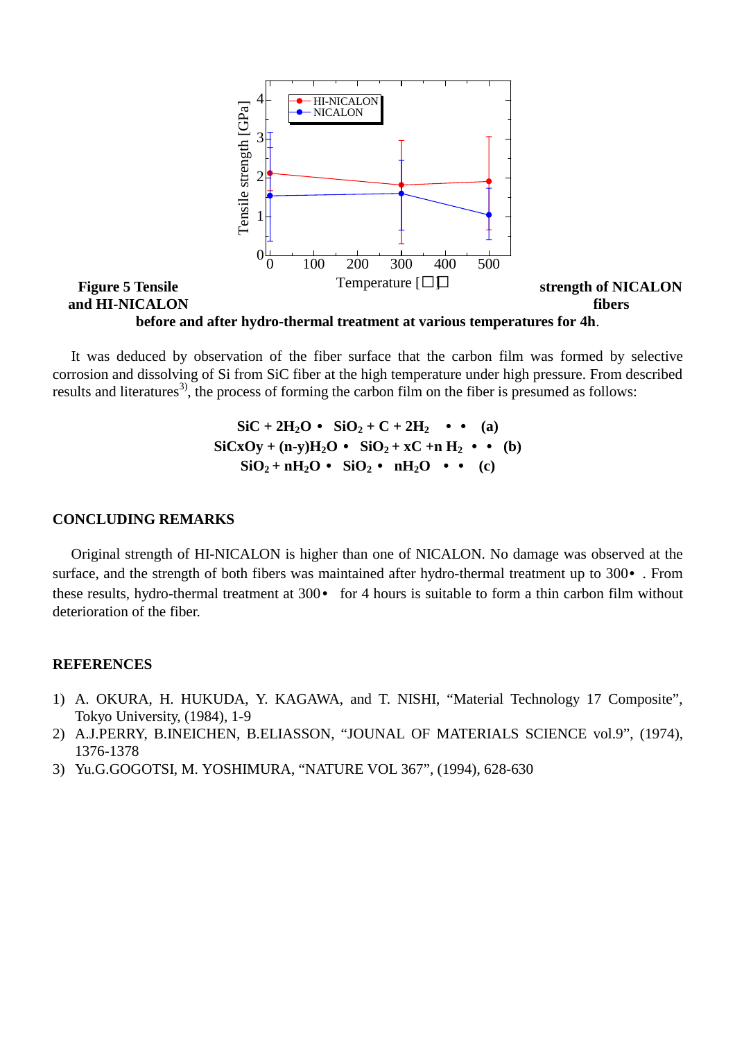HI-NICALON
NICALON
Tensile strength [GPa]
0
1
2
3
4
0
100
200
300
400
500
Temperature [□]

**Figure 5 Tensile strength of NICALON and HI-NICALON fibers before and after hydro-thermal treatment at various temperatures for 4h**.

It was deduced by observation of the fiber surface that the carbon film was formed by selective corrosion and dissolving of Si from SiC fiber at the high temperature under high pressure. From described results and literatures[3], the process of forming the carbon film on the fiber is presumed as follows:

$$\mathbf{SiC + 2H_2O \bullet\ SiO_2 + C + 2H_2 \quad \bullet\ \bullet \quad (a)}$$

$$\mathbf{SiCxOy + (n\text{-}y)H_2O \bullet\ SiO_2 + xC + n\ H_2 \quad \bullet\ \bullet \quad (b)}$$

$$\mathbf{SiO_2 + nH_2O \bullet\ SiO_2 \bullet\ nH_2O \quad \bullet\ \bullet \quad (c)}$$

## CONCLUDING REMARKS

Original strength of HI-NICALON is higher than one of NICALON. No damage was observed at the surface, and the strength of both fibers was maintained after hydro-thermal treatment up to 300• . From these results, hydro-thermal treatment at 300• for 4 hours is suitable to form a thin carbon film without deterioration of the fiber.

## REFERENCES

1) A. OKURA, H. HUKUDA, Y. KAGAWA, and T. NISHI, “Material Technology 17 Composite”, Tokyo University, (1984), 1-9
2) A.J.PERRY, B.INEICHEN, B.ELIASSON, “JOUNAL OF MATERIALS SCIENCE vol.9”, (1974), 1376-1378
3) Yu.G.GOGOTSI, M. YOSHIMURA, “NATURE VOL 367”, (1994), 628-630